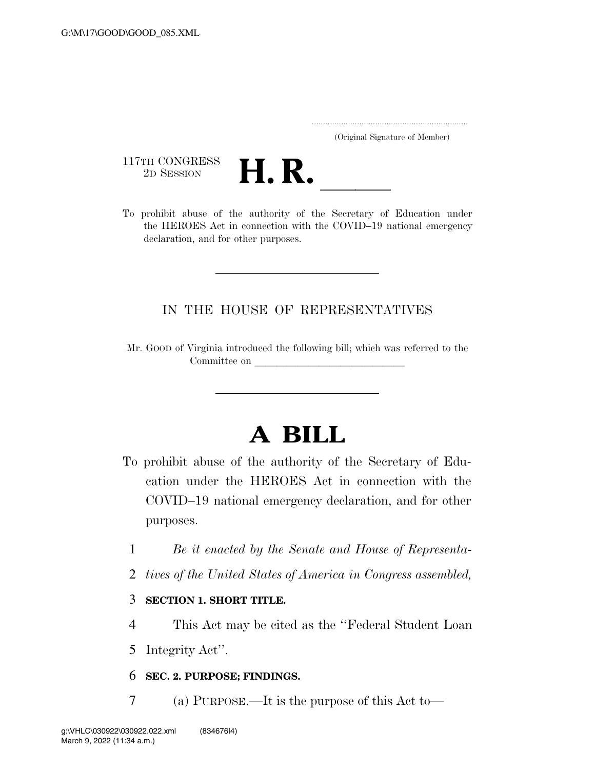(Original Signature of Member)

117TH CONGRESS
2D SESSION

# H. R. \_\_\_\_\_

To prohibit abuse of the authority of the Secretary of Education under the HEROES Act in connection with the COVID–19 national emergency declaration, and for other purposes.

---

IN THE HOUSE OF REPRESENTATIVES

Mr. GOOD of Virginia introduced the following bill; which was referred to the Committee on \_\_\_\_\_\_\_\_\_\_\_\_\_\_\_\_\_\_\_\_\_\_\_\_\_\_\_\_\_\_

---

# A BILL

To prohibit abuse of the authority of the Secretary of Education under the HEROES Act in connection with the COVID–19 national emergency declaration, and for other purposes.

1 *Be it enacted by the Senate and House of Representa-*
2 *tives of the United States of America in Congress assembled,*

3 **SECTION 1. SHORT TITLE.**

4 This Act may be cited as the ''Federal Student Loan
5 Integrity Act''.

6 **SEC. 2. PURPOSE; FINDINGS.**

7 (a) PURPOSE.—It is the purpose of this Act to—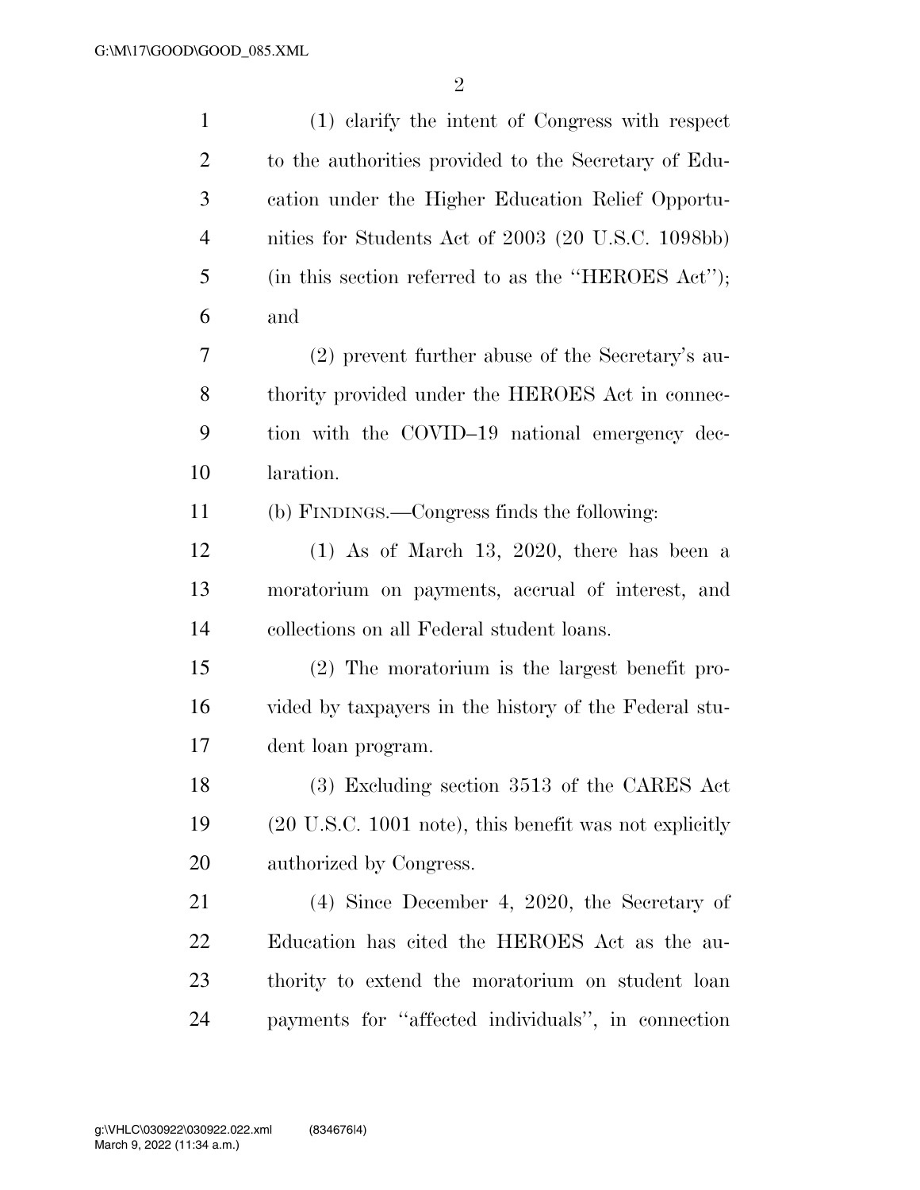(1) clarify the intent of Congress with respect to the authorities provided to the Secretary of Education under the Higher Education Relief Opportunities for Students Act of 2003 (20 U.S.C. 1098bb) (in this section referred to as the ''HEROES Act''); and

(2) prevent further abuse of the Secretary's authority provided under the HEROES Act in connection with the COVID–19 national emergency declaration.

(b) FINDINGS.—Congress finds the following:

(1) As of March 13, 2020, there has been a moratorium on payments, accrual of interest, and collections on all Federal student loans.

(2) The moratorium is the largest benefit provided by taxpayers in the history of the Federal student loan program.

(3) Excluding section 3513 of the CARES Act (20 U.S.C. 1001 note), this benefit was not explicitly authorized by Congress.

(4) Since December 4, 2020, the Secretary of Education has cited the HEROES Act as the authority to extend the moratorium on student loan payments for ''affected individuals'', in connection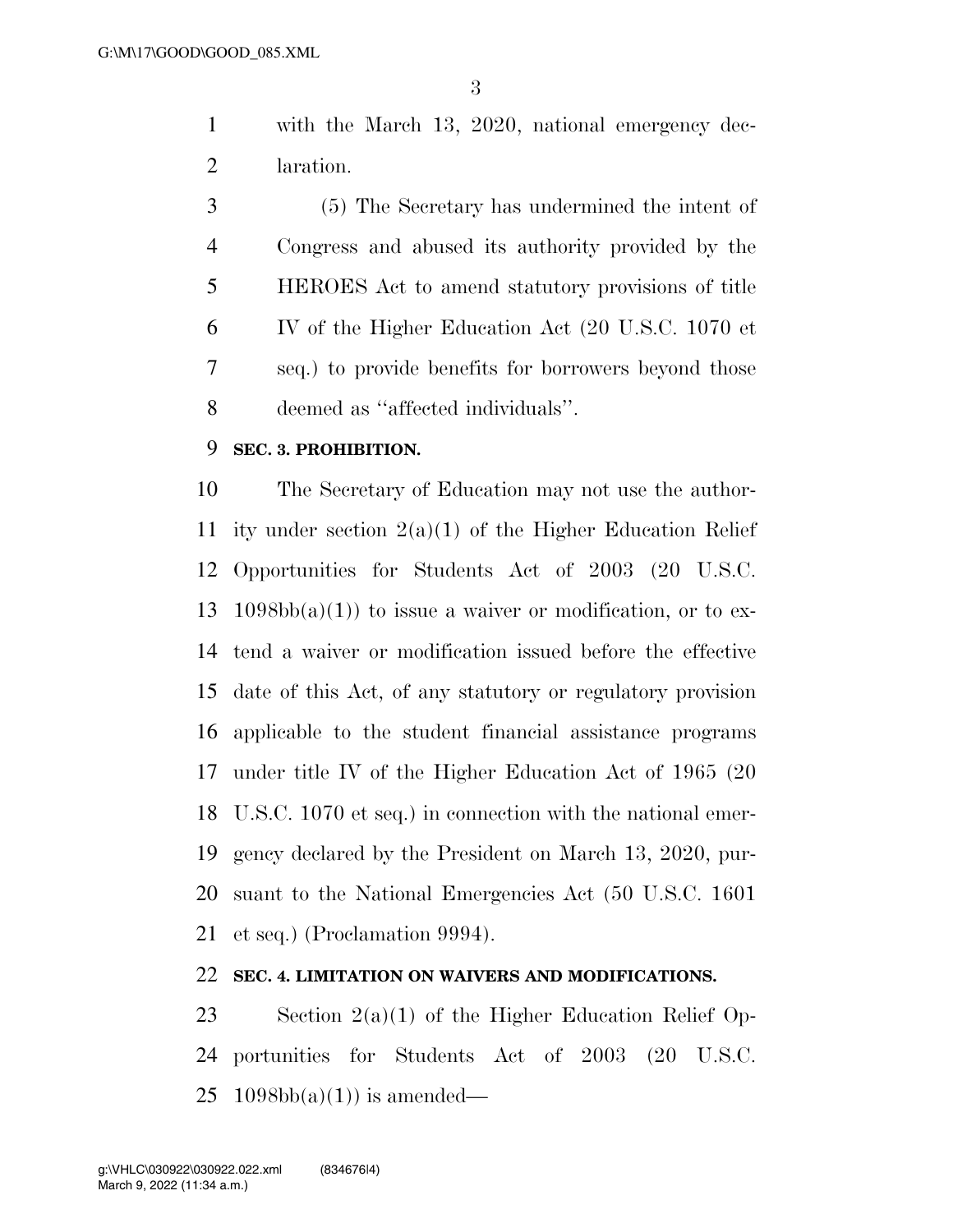with the March 13, 2020, national emergency declaration.

(5) The Secretary has undermined the intent of Congress and abused its authority provided by the HEROES Act to amend statutory provisions of title IV of the Higher Education Act (20 U.S.C. 1070 et seq.) to provide benefits for borrowers beyond those deemed as ''affected individuals''.

**SEC. 3. PROHIBITION.**

The Secretary of Education may not use the authority under section 2(a)(1) of the Higher Education Relief Opportunities for Students Act of 2003 (20 U.S.C. 1098bb(a)(1)) to issue a waiver or modification, or to extend a waiver or modification issued before the effective date of this Act, of any statutory or regulatory provision applicable to the student financial assistance programs under title IV of the Higher Education Act of 1965 (20 U.S.C. 1070 et seq.) in connection with the national emergency declared by the President on March 13, 2020, pursuant to the National Emergencies Act (50 U.S.C. 1601 et seq.) (Proclamation 9994).

**SEC. 4. LIMITATION ON WAIVERS AND MODIFICATIONS.**

Section 2(a)(1) of the Higher Education Relief Opportunities for Students Act of 2003 (20 U.S.C. 1098bb(a)(1)) is amended—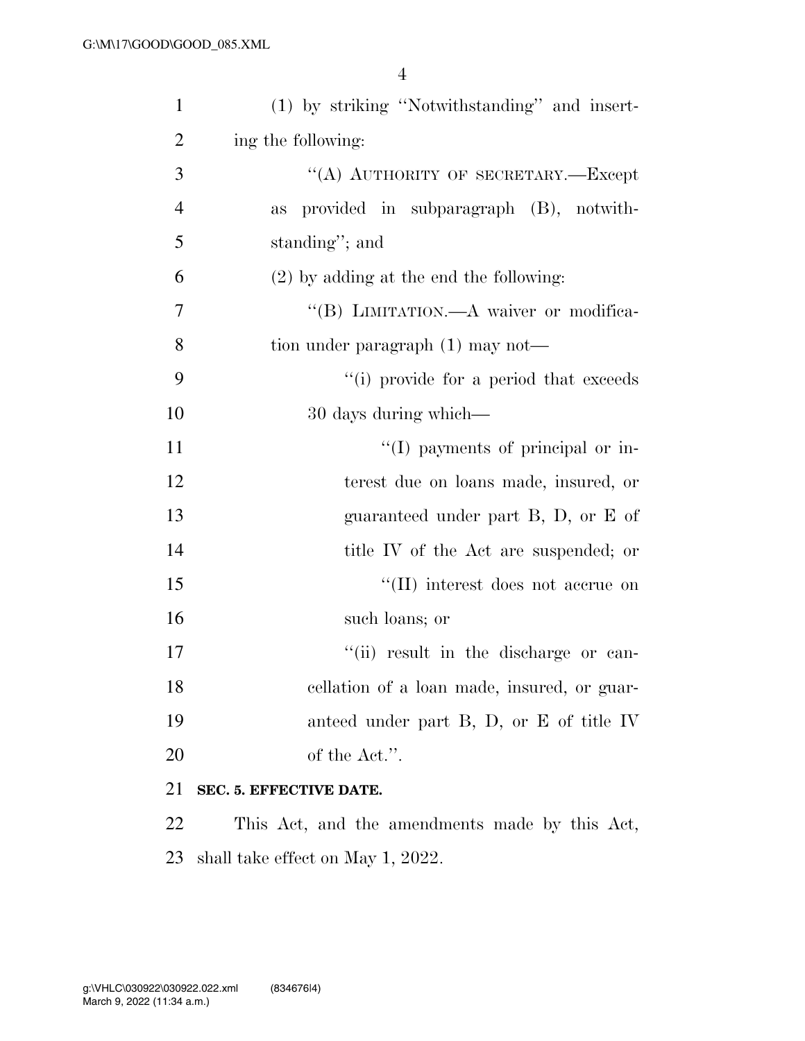(1) by striking "Notwithstanding" and inserting the following:

"(A) AUTHORITY OF SECRETARY.—Except as provided in subparagraph (B), notwithstanding"; and

(2) by adding at the end the following:

"(B) LIMITATION.—A waiver or modification under paragraph (1) may not—

"(i) provide for a period that exceeds 30 days during which—

"(I) payments of principal or interest due on loans made, insured, or guaranteed under part B, D, or E of title IV of the Act are suspended; or

"(II) interest does not accrue on such loans; or

"(ii) result in the discharge or cancellation of a loan made, insured, or guaranteed under part B, D, or E of title IV of the Act.".

**SEC. 5. EFFECTIVE DATE.**

This Act, and the amendments made by this Act, shall take effect on May 1, 2022.